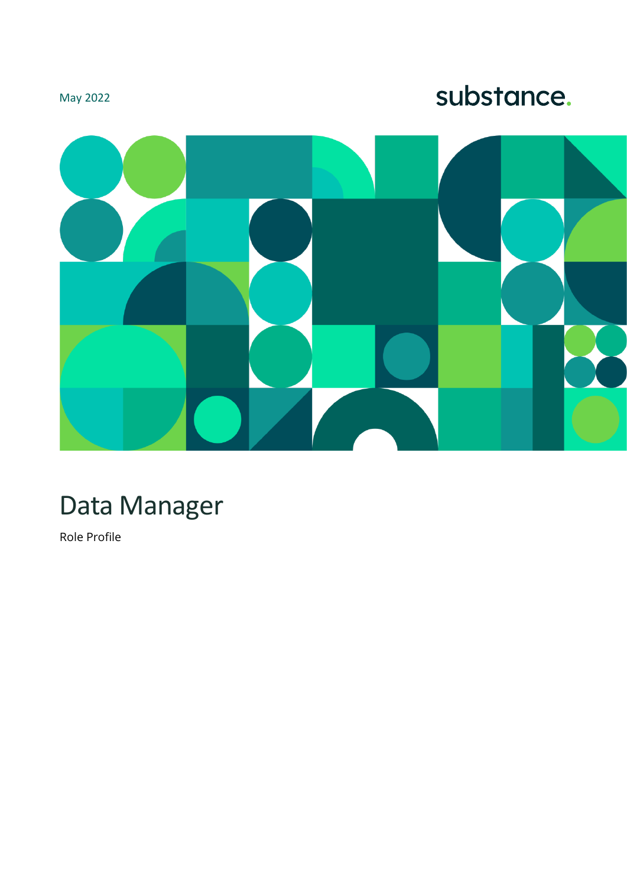May 2022

substance.

# Data Manager

Role Profile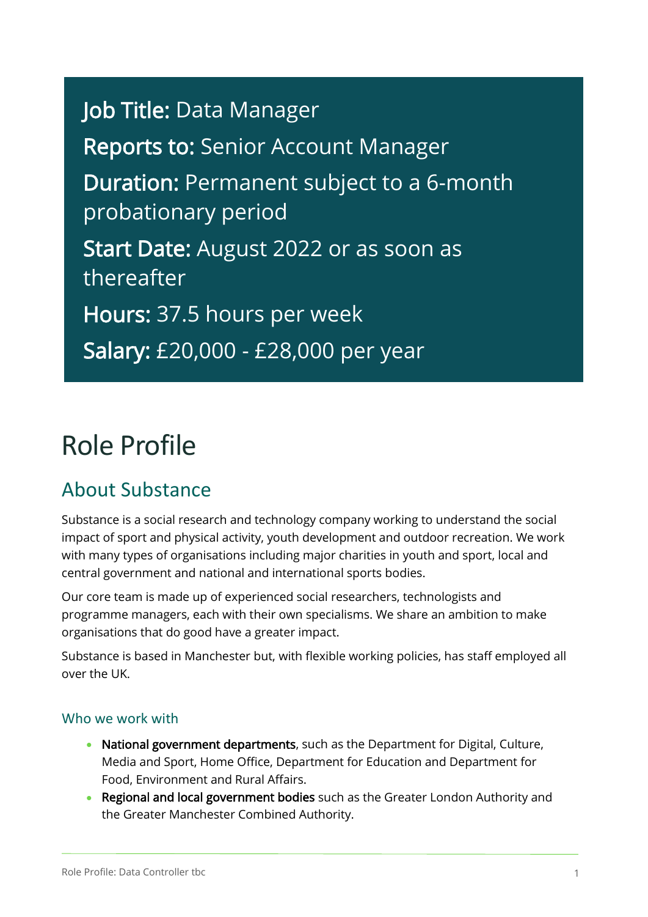**Job Title:** Data Manager

**Reports to:** Senior Account Manager

**Duration:** Permanent subject to a 6-month probationary period

**Start Date:** August 2022 or as soon as thereafter

**Hours:** 37.5 hours per week

**Salary:** £20,000 - £28,000 per year

# Role Profile

## About Substance

Substance is a social research and technology company working to understand the social impact of sport and physical activity, youth development and outdoor recreation. We work with many types of organisations including major charities in youth and sport, local and central government and national and international sports bodies.

Our core team is made up of experienced social researchers, technologists and programme managers, each with their own specialisms. We share an ambition to make organisations that do good have a greater impact.

Substance is based in Manchester but, with flexible working policies, has staff employed all over the UK.

### Who we work with

- **National government departments**, such as the Department for Digital, Culture, Media and Sport, Home Office, Department for Education and Department for Food, Environment and Rural Affairs.
- **Regional and local government bodies** such as the Greater London Authority and the Greater Manchester Combined Authority.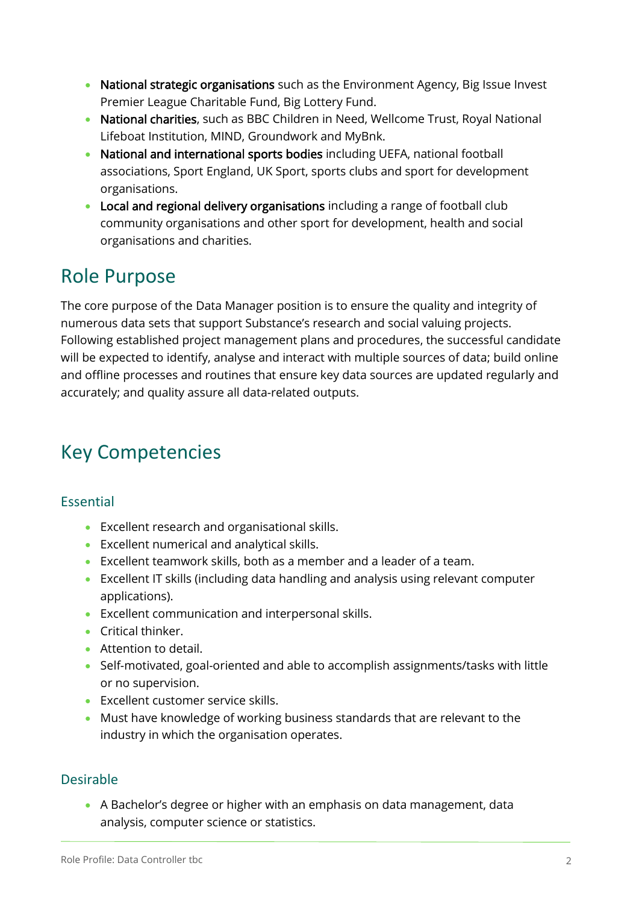- **National strategic organisations** such as the Environment Agency, Big Issue Invest Premier League Charitable Fund, Big Lottery Fund.
- **National charities**, such as BBC Children in Need, Wellcome Trust, Royal National Lifeboat Institution, MIND, Groundwork and MyBnk.
- **National and international sports bodies** including UEFA, national football associations, Sport England, UK Sport, sports clubs and sport for development organisations.
- **Local and regional delivery organisations** including a range of football club community organisations and other sport for development, health and social organisations and charities.

## Role Purpose

The core purpose of the Data Manager position is to ensure the quality and integrity of numerous data sets that support Substance's research and social valuing projects. Following established project management plans and procedures, the successful candidate will be expected to identify, analyse and interact with multiple sources of data; build online and offline processes and routines that ensure key data sources are updated regularly and accurately; and quality assure all data-related outputs.

## Key Competencies

### Essential

- Excellent research and organisational skills.
- Excellent numerical and analytical skills.
- Excellent teamwork skills, both as a member and a leader of a team.
- Excellent IT skills (including data handling and analysis using relevant computer applications).
- Excellent communication and interpersonal skills.
- Critical thinker.
- Attention to detail.
- Self-motivated, goal-oriented and able to accomplish assignments/tasks with little or no supervision.
- Excellent customer service skills.
- Must have knowledge of working business standards that are relevant to the industry in which the organisation operates.

### Desirable

- A Bachelor's degree or higher with an emphasis on data management, data analysis, computer science or statistics.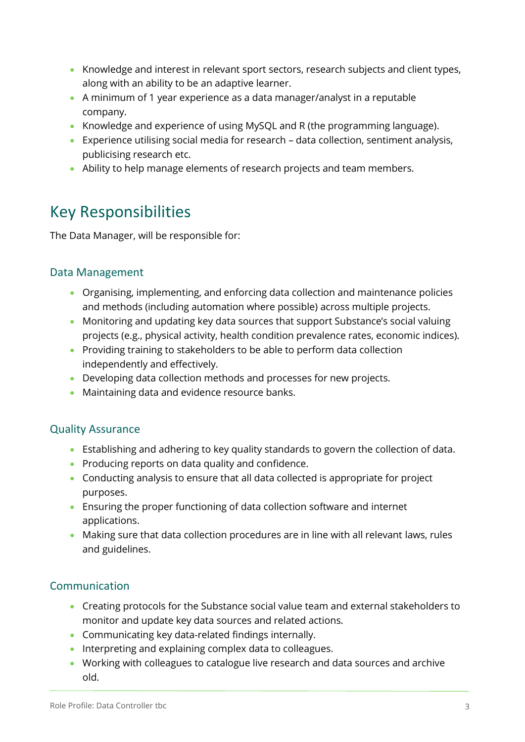- Knowledge and interest in relevant sport sectors, research subjects and client types, along with an ability to be an adaptive learner.
- A minimum of 1 year experience as a data manager/analyst in a reputable company.
- Knowledge and experience of using MySQL and R (the programming language).
- Experience utilising social media for research – data collection, sentiment analysis, publicising research etc.
- Ability to help manage elements of research projects and team members.

## Key Responsibilities

The Data Manager, will be responsible for:

### Data Management

- Organising, implementing, and enforcing data collection and maintenance policies and methods (including automation where possible) across multiple projects.
- Monitoring and updating key data sources that support Substance's social valuing projects (e.g., physical activity, health condition prevalence rates, economic indices).
- Providing training to stakeholders to be able to perform data collection independently and effectively.
- Developing data collection methods and processes for new projects.
- Maintaining data and evidence resource banks.

### Quality Assurance

- Establishing and adhering to key quality standards to govern the collection of data.
- Producing reports on data quality and confidence.
- Conducting analysis to ensure that all data collected is appropriate for project purposes.
- Ensuring the proper functioning of data collection software and internet applications.
- Making sure that data collection procedures are in line with all relevant laws, rules and guidelines.

### Communication

- Creating protocols for the Substance social value team and external stakeholders to monitor and update key data sources and related actions.
- Communicating key data-related findings internally.
- Interpreting and explaining complex data to colleagues.
- Working with colleagues to catalogue live research and data sources and archive old.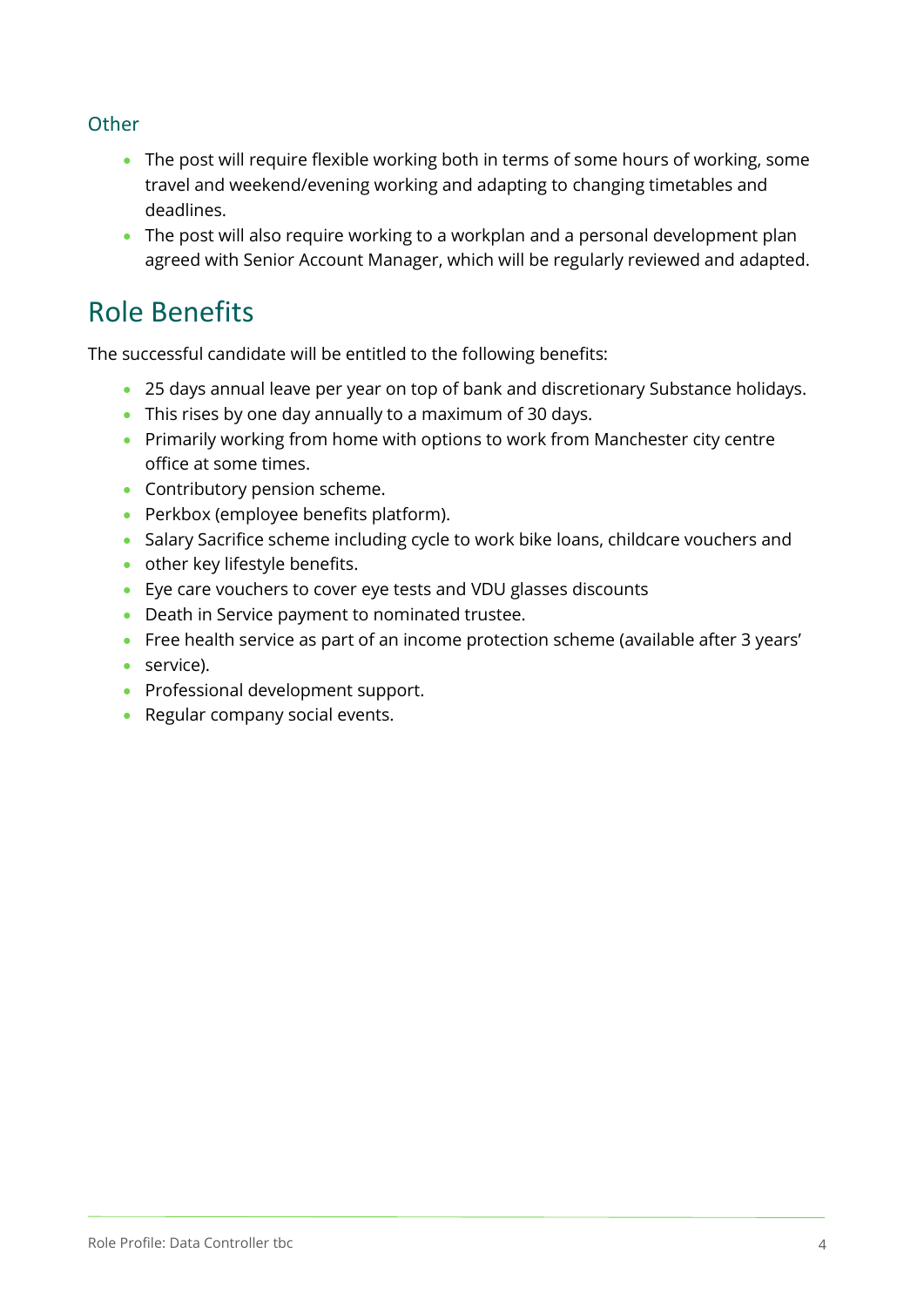### Other

- The post will require flexible working both in terms of some hours of working, some travel and weekend/evening working and adapting to changing timetables and deadlines.
- The post will also require working to a workplan and a personal development plan agreed with Senior Account Manager, which will be regularly reviewed and adapted.

## Role Benefits

The successful candidate will be entitled to the following benefits:

- 25 days annual leave per year on top of bank and discretionary Substance holidays.
- This rises by one day annually to a maximum of 30 days.
- Primarily working from home with options to work from Manchester city centre office at some times.
- Contributory pension scheme.
- Perkbox (employee benefits platform).
- Salary Sacrifice scheme including cycle to work bike loans, childcare vouchers and
- other key lifestyle benefits.
- Eye care vouchers to cover eye tests and VDU glasses discounts
- Death in Service payment to nominated trustee.
- Free health service as part of an income protection scheme (available after 3 years'
- service).
- Professional development support.
- Regular company social events.